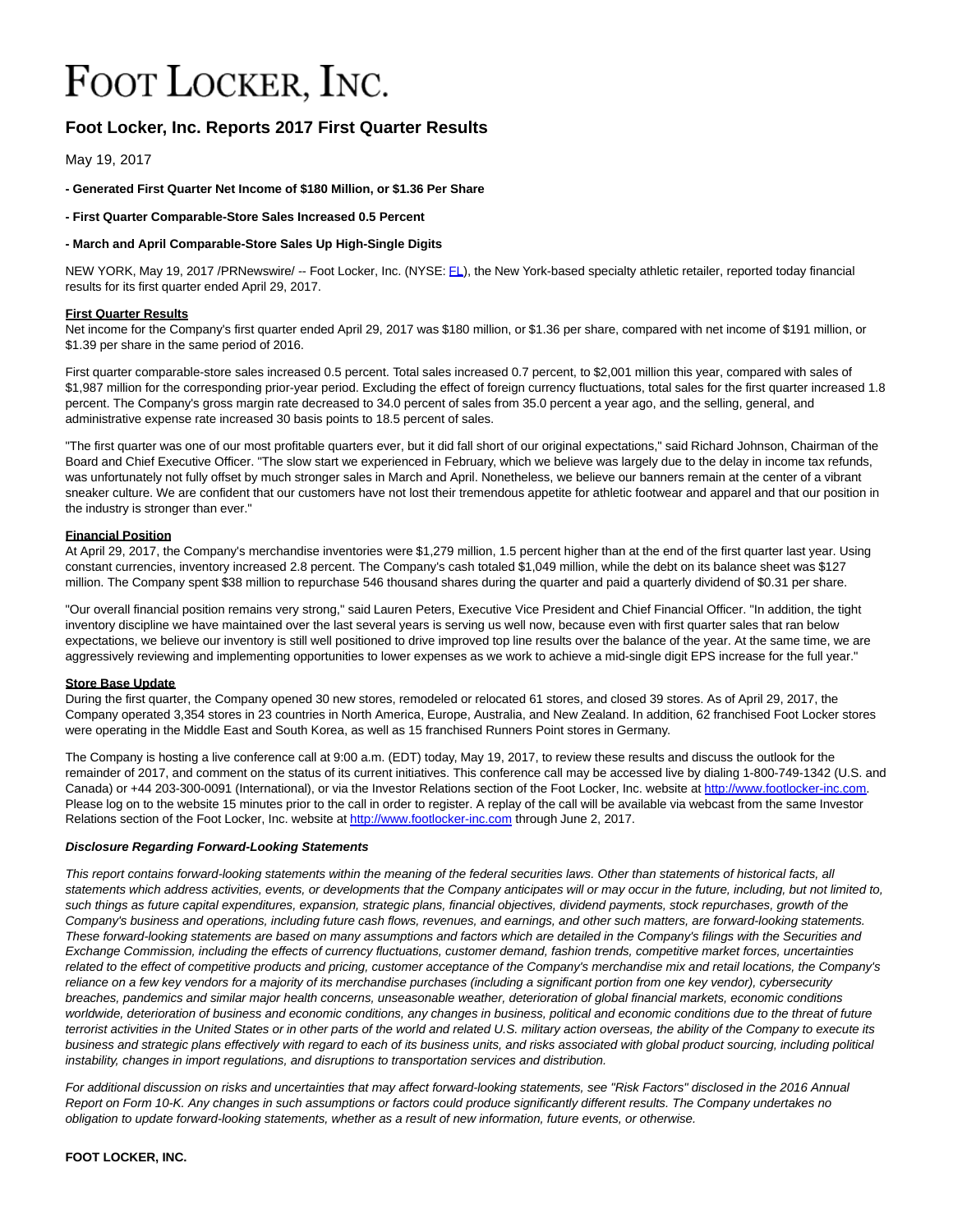// FOOT LOCKER, INC.

## Foot Locker, Inc. Reports 2017 First Quarter Results

May 19, 2017

**- Generated First Quarter Net Income of $180 Million, or $1.36 Per Share**

**- First Quarter Comparable-Store Sales Increased 0.5 Percent**

**- March and April Comparable-Store Sales Up High-Single Digits**

NEW YORK, May 19, 2017 /PRNewswire/ -- Foot Locker, Inc. (NYSE: FL), the New York-based specialty athletic retailer, reported today financial results for its first quarter ended April 29, 2017.

**First Quarter Results**

Net income for the Company's first quarter ended April 29, 2017 was $180 million, or $1.36 per share, compared with net income of $191 million, or $1.39 per share in the same period of 2016.

First quarter comparable-store sales increased 0.5 percent. Total sales increased 0.7 percent, to $2,001 million this year, compared with sales of $1,987 million for the corresponding prior-year period. Excluding the effect of foreign currency fluctuations, total sales for the first quarter increased 1.8 percent. The Company's gross margin rate decreased to 34.0 percent of sales from 35.0 percent a year ago, and the selling, general, and administrative expense rate increased 30 basis points to 18.5 percent of sales.

"The first quarter was one of our most profitable quarters ever, but it did fall short of our original expectations," said Richard Johnson, Chairman of the Board and Chief Executive Officer. "The slow start we experienced in February, which we believe was largely due to the delay in income tax refunds, was unfortunately not fully offset by much stronger sales in March and April. Nonetheless, we believe our banners remain at the center of a vibrant sneaker culture. We are confident that our customers have not lost their tremendous appetite for athletic footwear and apparel and that our position in the industry is stronger than ever."

**Financial Position**

At April 29, 2017, the Company's merchandise inventories were $1,279 million, 1.5 percent higher than at the end of the first quarter last year. Using constant currencies, inventory increased 2.8 percent. The Company's cash totaled $1,049 million, while the debt on its balance sheet was $127 million. The Company spent $38 million to repurchase 546 thousand shares during the quarter and paid a quarterly dividend of $0.31 per share.

"Our overall financial position remains very strong," said Lauren Peters, Executive Vice President and Chief Financial Officer. "In addition, the tight inventory discipline we have maintained over the last several years is serving us well now, because even with first quarter sales that ran below expectations, we believe our inventory is still well positioned to drive improved top line results over the balance of the year. At the same time, we are aggressively reviewing and implementing opportunities to lower expenses as we work to achieve a mid-single digit EPS increase for the full year."

**Store Base Update**

During the first quarter, the Company opened 30 new stores, remodeled or relocated 61 stores, and closed 39 stores. As of April 29, 2017, the Company operated 3,354 stores in 23 countries in North America, Europe, Australia, and New Zealand. In addition, 62 franchised Foot Locker stores were operating in the Middle East and South Korea, as well as 15 franchised Runners Point stores in Germany.

The Company is hosting a live conference call at 9:00 a.m. (EDT) today, May 19, 2017, to review these results and discuss the outlook for the remainder of 2017, and comment on the status of its current initiatives. This conference call may be accessed live by dialing 1-800-749-1342 (U.S. and Canada) or +44 203-300-0091 (International), or via the Investor Relations section of the Foot Locker, Inc. website at http://www.footlocker-inc.com. Please log on to the website 15 minutes prior to the call in order to register. A replay of the call will be available via webcast from the same Investor Relations section of the Foot Locker, Inc. website at http://www.footlocker-inc.com through June 2, 2017.

***Disclosure Regarding Forward-Looking Statements***

*This report contains forward-looking statements within the meaning of the federal securities laws. Other than statements of historical facts, all statements which address activities, events, or developments that the Company anticipates will or may occur in the future, including, but not limited to, such things as future capital expenditures, expansion, strategic plans, financial objectives, dividend payments, stock repurchases, growth of the Company's business and operations, including future cash flows, revenues, and earnings, and other such matters, are forward-looking statements. These forward-looking statements are based on many assumptions and factors which are detailed in the Company's filings with the Securities and Exchange Commission, including the effects of currency fluctuations, customer demand, fashion trends, competitive market forces, uncertainties related to the effect of competitive products and pricing, customer acceptance of the Company's merchandise mix and retail locations, the Company's reliance on a few key vendors for a majority of its merchandise purchases (including a significant portion from one key vendor), cybersecurity breaches, pandemics and similar major health concerns, unseasonable weather, deterioration of global financial markets, economic conditions worldwide, deterioration of business and economic conditions, any changes in business, political and economic conditions due to the threat of future terrorist activities in the United States or in other parts of the world and related U.S. military action overseas, the ability of the Company to execute its business and strategic plans effectively with regard to each of its business units, and risks associated with global product sourcing, including political instability, changes in import regulations, and disruptions to transportation services and distribution.*

*For additional discussion on risks and uncertainties that may affect forward-looking statements, see "Risk Factors" disclosed in the 2016 Annual Report on Form 10-K. Any changes in such assumptions or factors could produce significantly different results. The Company undertakes no obligation to update forward-looking statements, whether as a result of new information, future events, or otherwise.*

**FOOT LOCKER, INC.**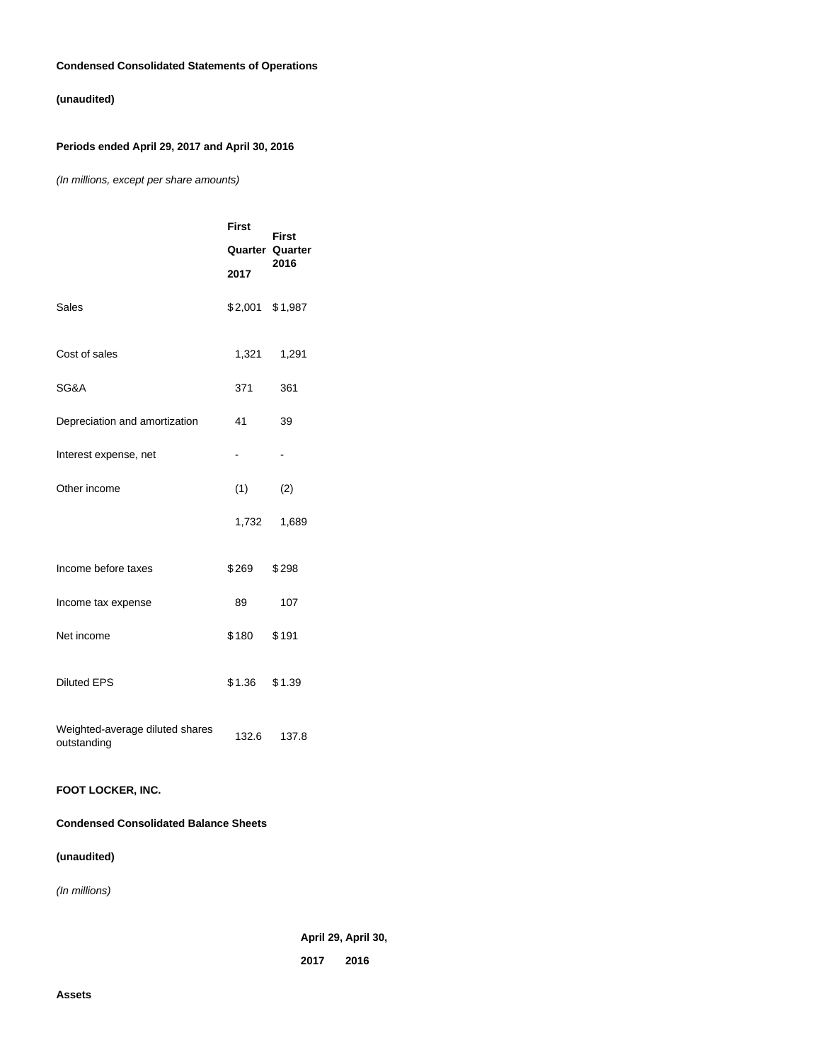**Condensed Consolidated Statements of Operations**

**(unaudited)**

**Periods ended April 29, 2017 and April 30, 2016**

*(In millions, except per share amounts)*

| | First Quarter 2017 | First Quarter 2016 |
|---|---|---|
| Sales | $2,001 | $1,987 |
| Cost of sales | 1,321 | 1,291 |
| SG&A | 371 | 361 |
| Depreciation and amortization | 41 | 39 |
| Interest expense, net | - | - |
| Other income | (1) | (2) |
| | 1,732 | 1,689 |
| Income before taxes | $269 | $298 |
| Income tax expense | 89 | 107 |
| Net income | $180 | $191 |
| Diluted EPS | $1.36 | $1.39 |
| Weighted-average diluted shares outstanding | 132.6 | 137.8 |

**FOOT LOCKER, INC.**

**Condensed Consolidated Balance Sheets**

**(unaudited)**

*(In millions)*

| | April 29, 2017 | April 30, 2016 |
|---|---|---|
| **Assets** | | |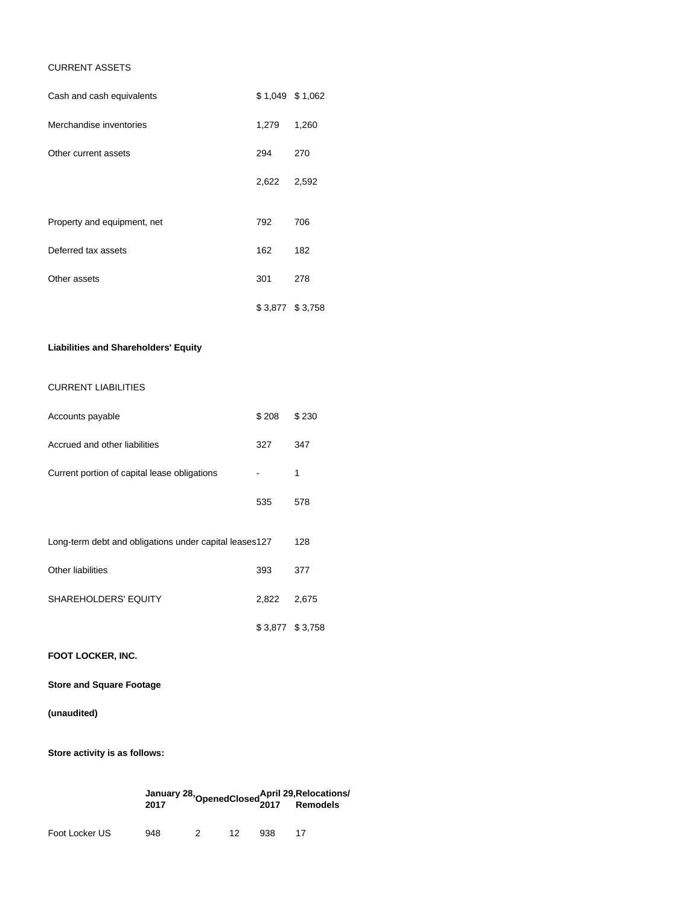| | | |
|---|---|---|
| CURRENT ASSETS | | |
| Cash and cash equivalents | $ 1,049 | $ 1,062 |
| Merchandise inventories | 1,279 | 1,260 |
| Other current assets | 294 | 270 |
| | 2,622 | 2,592 |
| | | |
| Property and equipment, net | 792 | 706 |
| Deferred tax assets | 162 | 182 |
| Other assets | 301 | 278 |
| | $ 3,877 | $ 3,758 |
| | | |
| **Liabilities and Shareholders' Equity** | | |
| | | |
| CURRENT LIABILITIES | | |
| Accounts payable | $ 208 | $ 230 |
| Accrued and other liabilities | 327 | 347 |
| Current portion of capital lease obligations | - | 1 |
| | 535 | 578 |
| | | |
| Long-term debt and obligations under capital leases | 127 | 128 |
| Other liabilities | 393 | 377 |
| SHAREHOLDERS' EQUITY | 2,822 | 2,675 |
| | $ 3,877 | $ 3,758 |

**FOOT LOCKER, INC.**

**Store and Square Footage**

**(unaudited)**

**Store activity is as follows:**

| | **January 28, 2017** | **Opened** | **Closed** | **April 29, 2017** | **Relocations/ Remodels** |
|---|---|---|---|---|---|
| Foot Locker US | 948 | 2 | 12 | 938 | 17 |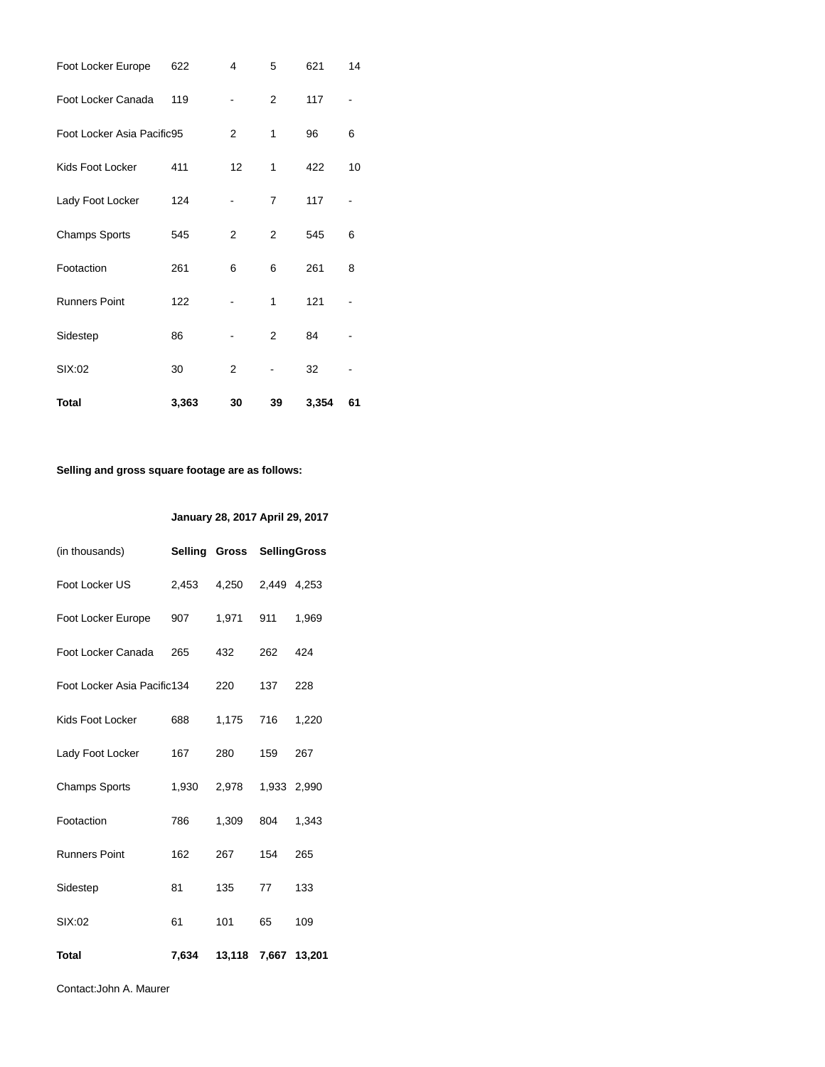| | | | | | |
|---|---|---|---|---|---|
| Foot Locker Europe | 622 | 4 | 5 | 621 | 14 |
| Foot Locker Canada | 119 | - | 2 | 117 | - |
| Foot Locker Asia Pacific | 95 | 2 | 1 | 96 | 6 |
| Kids Foot Locker | 411 | 12 | 1 | 422 | 10 |
| Lady Foot Locker | 124 | - | 7 | 117 | - |
| Champs Sports | 545 | 2 | 2 | 545 | 6 |
| Footaction | 261 | 6 | 6 | 261 | 8 |
| Runners Point | 122 | - | 1 | 121 | - |
| Sidestep | 86 | - | 2 | 84 | - |
| SIX:02 | 30 | 2 | - | 32 | - |
| **Total** | **3,363** | **30** | **39** | **3,354** | **61** |

**Selling and gross square footage are as follows:**

| | **January 28, 2017** | | **April 29, 2017** | |
|---|---|---|---|---|
| (in thousands) | **Selling** | **Gross** | **Selling** | **Gross** |
| Foot Locker US | 2,453 | 4,250 | 2,449 | 4,253 |
| Foot Locker Europe | 907 | 1,971 | 911 | 1,969 |
| Foot Locker Canada | 265 | 432 | 262 | 424 |
| Foot Locker Asia Pacific | 134 | 220 | 137 | 228 |
| Kids Foot Locker | 688 | 1,175 | 716 | 1,220 |
| Lady Foot Locker | 167 | 280 | 159 | 267 |
| Champs Sports | 1,930 | 2,978 | 1,933 | 2,990 |
| Footaction | 786 | 1,309 | 804 | 1,343 |
| Runners Point | 162 | 267 | 154 | 265 |
| Sidestep | 81 | 135 | 77 | 133 |
| SIX:02 | 61 | 101 | 65 | 109 |
| **Total** | **7,634** | **13,118** | **7,667** | **13,201** |

Contact:John A. Maurer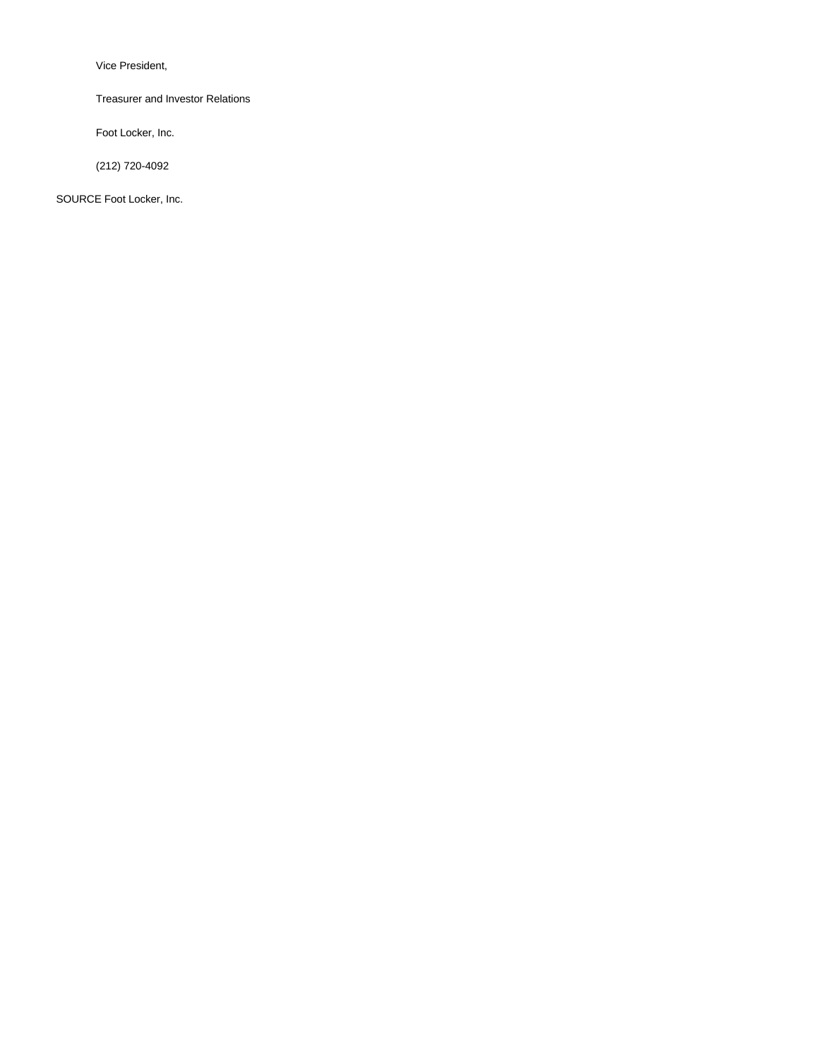Vice President,

Treasurer and Investor Relations

Foot Locker, Inc.

(212) 720-4092

SOURCE Foot Locker, Inc.